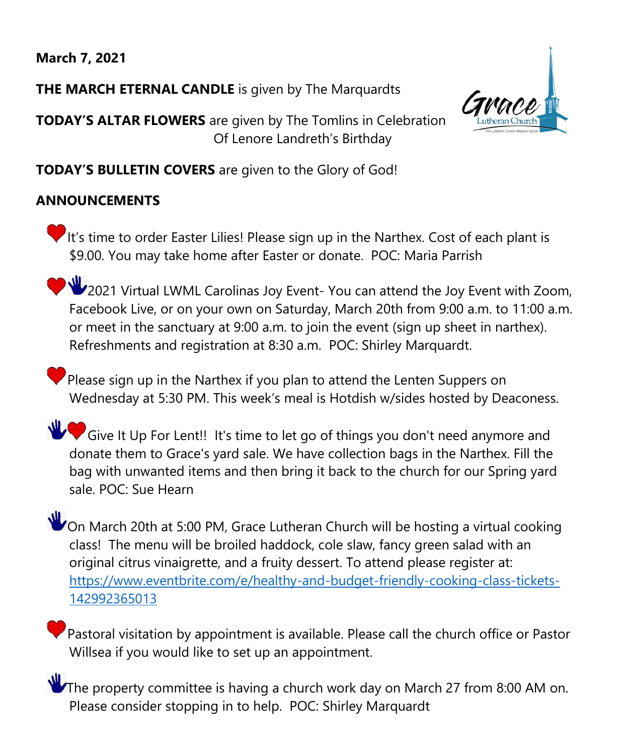**March 7, 2021**

**THE MARCH ETERNAL CANDLE** is given by The Marquardts

**TODAY'S ALTAR FLOWERS** are given by The Tomlins in Celebration Of Lenore Landreth's Birthday

**TODAY'S BULLETIN COVERS** are given to the Glory of God!

**ANNOUNCEMENTS**

- It's time to order Easter Lilies! Please sign up in the Narthex. Cost of each plant is $9.00. You may take home after Easter or donate. POC: Maria Parrish

- 2021 Virtual LWML Carolinas Joy Event- You can attend the Joy Event with Zoom, Facebook Live, or on your own on Saturday, March 20th from 9:00 a.m. to 11:00 a.m. or meet in the sanctuary at 9:00 a.m. to join the event (sign up sheet in narthex). Refreshments and registration at 8:30 a.m. POC: Shirley Marquardt.

- Please sign up in the Narthex if you plan to attend the Lenten Suppers on Wednesday at 5:30 PM. This week's meal is Hotdish w/sides hosted by Deaconess.

- Give It Up For Lent!! It's time to let go of things you don't need anymore and donate them to Grace's yard sale. We have collection bags in the Narthex. Fill the bag with unwanted items and then bring it back to the church for our Spring yard sale. POC: Sue Hearn

- On March 20th at 5:00 PM, Grace Lutheran Church will be hosting a virtual cooking class! The menu will be broiled haddock, cole slaw, fancy green salad with an original citrus vinaigrette, and a fruity dessert. To attend please register at: https://www.eventbrite.com/e/healthy-and-budget-friendly-cooking-class-tickets-142992365013

- Pastoral visitation by appointment is available. Please call the church office or Pastor Willsea if you would like to set up an appointment.

- The property committee is having a church work day on March 27 from 8:00 AM on. Please consider stopping in to help. POC: Shirley Marquardt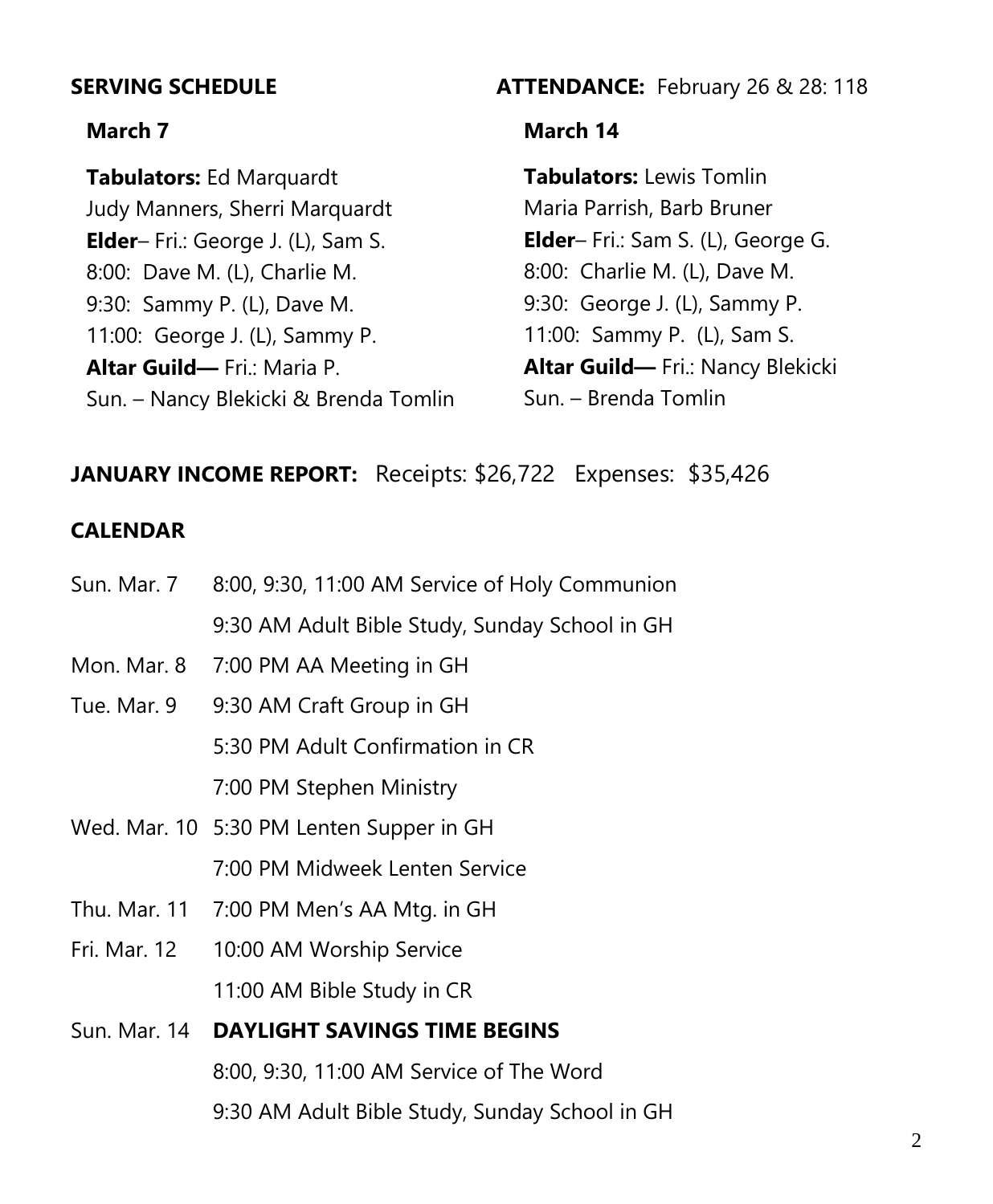**SERVING SCHEDULE**

**March 7**

**Tabulators:** Ed Marquardt
Judy Manners, Sherri Marquardt
**Elder**– Fri.: George J. (L), Sam S.
8:00: Dave M. (L), Charlie M.
9:30: Sammy P. (L), Dave M.
11:00: George J. (L), Sammy P.
**Altar Guild—** Fri.: Maria P.
Sun. – Nancy Blekicki & Brenda Tomlin

**March 14**

**Tabulators:** Lewis Tomlin
Maria Parrish, Barb Bruner
**Elder**– Fri.: Sam S. (L), George G.
8:00: Charlie M. (L), Dave M.
9:30: George J. (L), Sammy P.
11:00: Sammy P. (L), Sam S.
**Altar Guild—** Fri.: Nancy Blekicki
Sun. – Brenda Tomlin

**ATTENDANCE:** February 26 & 28: 118

**JANUARY INCOME REPORT:** Receipts: $26,722 Expenses: $35,426

**CALENDAR**

| | |
|---|---|
| Sun. Mar. 7 | 8:00, 9:30, 11:00 AM Service of Holy Communion |
| | 9:30 AM Adult Bible Study, Sunday School in GH |
| Mon. Mar. 8 | 7:00 PM AA Meeting in GH |
| Tue. Mar. 9 | 9:30 AM Craft Group in GH |
| | 5:30 PM Adult Confirmation in CR |
| | 7:00 PM Stephen Ministry |
| Wed. Mar. 10 | 5:30 PM Lenten Supper in GH |
| | 7:00 PM Midweek Lenten Service |
| Thu. Mar. 11 | 7:00 PM Men's AA Mtg. in GH |
| Fri. Mar. 12 | 10:00 AM Worship Service |
| | 11:00 AM Bible Study in CR |
| Sun. Mar. 14 | **DAYLIGHT SAVINGS TIME BEGINS** |
| | 8:00, 9:30, 11:00 AM Service of The Word |
| | 9:30 AM Adult Bible Study, Sunday School in GH |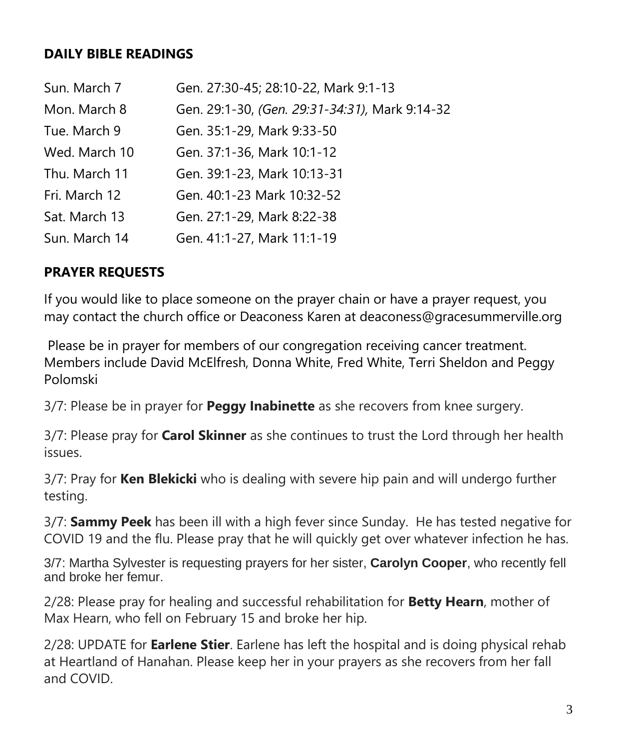## DAILY BIBLE READINGS

| | |
|---|---|
| Sun. March 7 | Gen. 27:30-45; 28:10-22, Mark 9:1-13 |
| Mon. March 8 | Gen. 29:1-30, *(Gen. 29:31-34:31),* Mark 9:14-32 |
| Tue. March 9 | Gen. 35:1-29, Mark 9:33-50 |
| Wed. March 10 | Gen. 37:1-36, Mark 10:1-12 |
| Thu. March 11 | Gen. 39:1-23, Mark 10:13-31 |
| Fri. March 12 | Gen. 40:1-23 Mark 10:32-52 |
| Sat. March 13 | Gen. 27:1-29, Mark 8:22-38 |
| Sun. March 14 | Gen. 41:1-27, Mark 11:1-19 |

## PRAYER REQUESTS

If you would like to place someone on the prayer chain or have a prayer request, you may contact the church office or Deaconess Karen at deaconess@gracesummerville.org

Please be in prayer for members of our congregation receiving cancer treatment. Members include David McElfresh, Donna White, Fred White, Terri Sheldon and Peggy Polomski

3/7: Please be in prayer for **Peggy Inabinette** as she recovers from knee surgery.

3/7: Please pray for **Carol Skinner** as she continues to trust the Lord through her health issues.

3/7: Pray for **Ken Blekicki** who is dealing with severe hip pain and will undergo further testing.

3/7: **Sammy Peek** has been ill with a high fever since Sunday. He has tested negative for COVID 19 and the flu. Please pray that he will quickly get over whatever infection he has.

3/7: Martha Sylvester is requesting prayers for her sister, **Carolyn Cooper**, who recently fell and broke her femur.

2/28: Please pray for healing and successful rehabilitation for **Betty Hearn**, mother of Max Hearn, who fell on February 15 and broke her hip.

2/28: UPDATE for **Earlene Stier**. Earlene has left the hospital and is doing physical rehab at Heartland of Hanahan. Please keep her in your prayers as she recovers from her fall and COVID.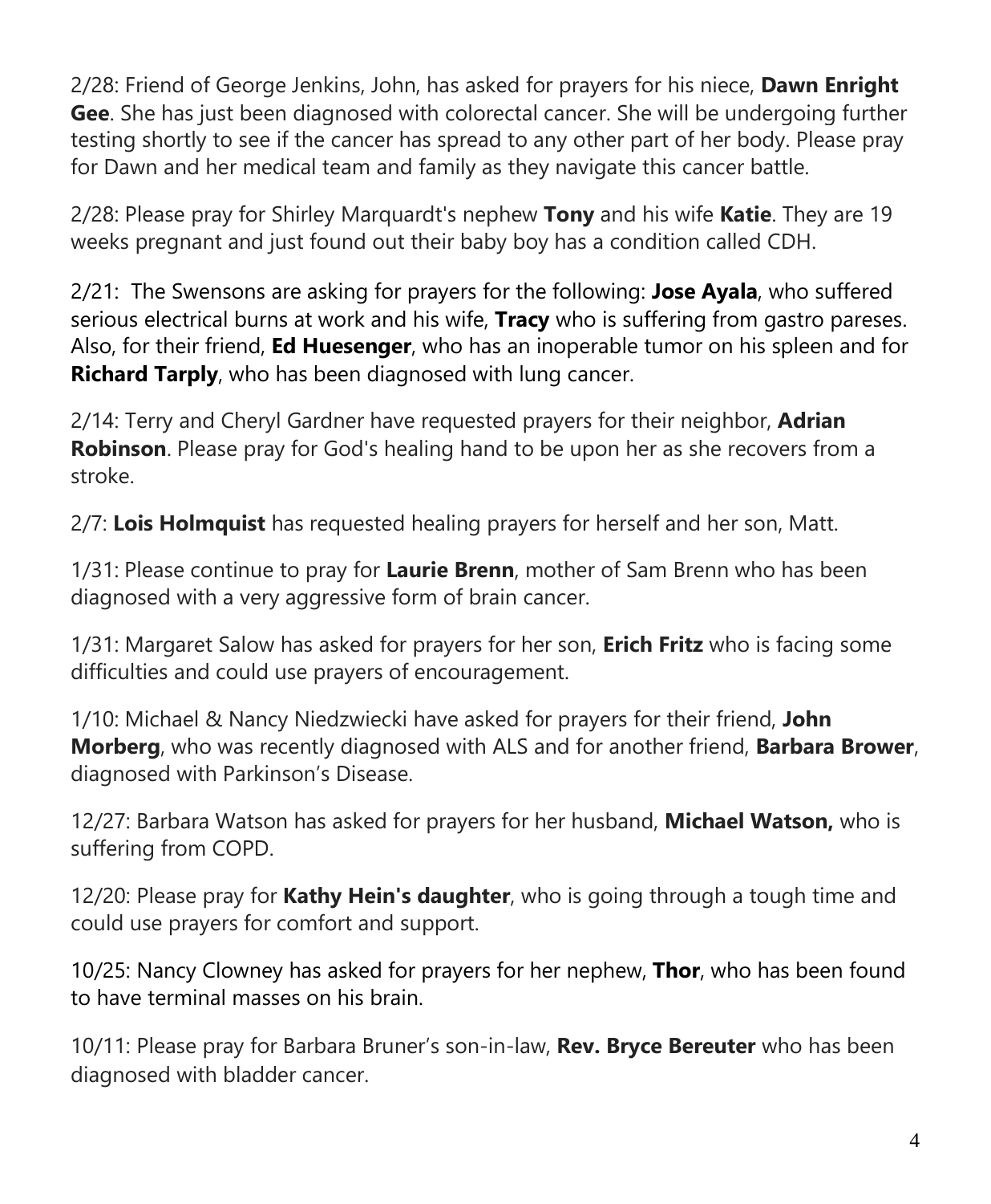2/28: Friend of George Jenkins, John, has asked for prayers for his niece, **Dawn Enright Gee**. She has just been diagnosed with colorectal cancer. She will be undergoing further testing shortly to see if the cancer has spread to any other part of her body. Please pray for Dawn and her medical team and family as they navigate this cancer battle.

2/28: Please pray for Shirley Marquardt's nephew **Tony** and his wife **Katie**. They are 19 weeks pregnant and just found out their baby boy has a condition called CDH.

2/21: The Swensons are asking for prayers for the following: **Jose Ayala**, who suffered serious electrical burns at work and his wife, **Tracy** who is suffering from gastro pareses. Also, for their friend, **Ed Huesenger**, who has an inoperable tumor on his spleen and for **Richard Tarply**, who has been diagnosed with lung cancer.

2/14: Terry and Cheryl Gardner have requested prayers for their neighbor, **Adrian Robinson**. Please pray for God's healing hand to be upon her as she recovers from a stroke.

2/7: **Lois Holmquist** has requested healing prayers for herself and her son, Matt.

1/31: Please continue to pray for **Laurie Brenn**, mother of Sam Brenn who has been diagnosed with a very aggressive form of brain cancer.

1/31: Margaret Salow has asked for prayers for her son, **Erich Fritz** who is facing some difficulties and could use prayers of encouragement.

1/10: Michael & Nancy Niedzwiecki have asked for prayers for their friend, **John Morberg**, who was recently diagnosed with ALS and for another friend, **Barbara Brower**, diagnosed with Parkinson's Disease.

12/27: Barbara Watson has asked for prayers for her husband, **Michael Watson,** who is suffering from COPD.

12/20: Please pray for **Kathy Hein's daughter**, who is going through a tough time and could use prayers for comfort and support.

10/25: Nancy Clowney has asked for prayers for her nephew, **Thor**, who has been found to have terminal masses on his brain.

10/11: Please pray for Barbara Bruner's son-in-law, **Rev. Bryce Bereuter** who has been diagnosed with bladder cancer.